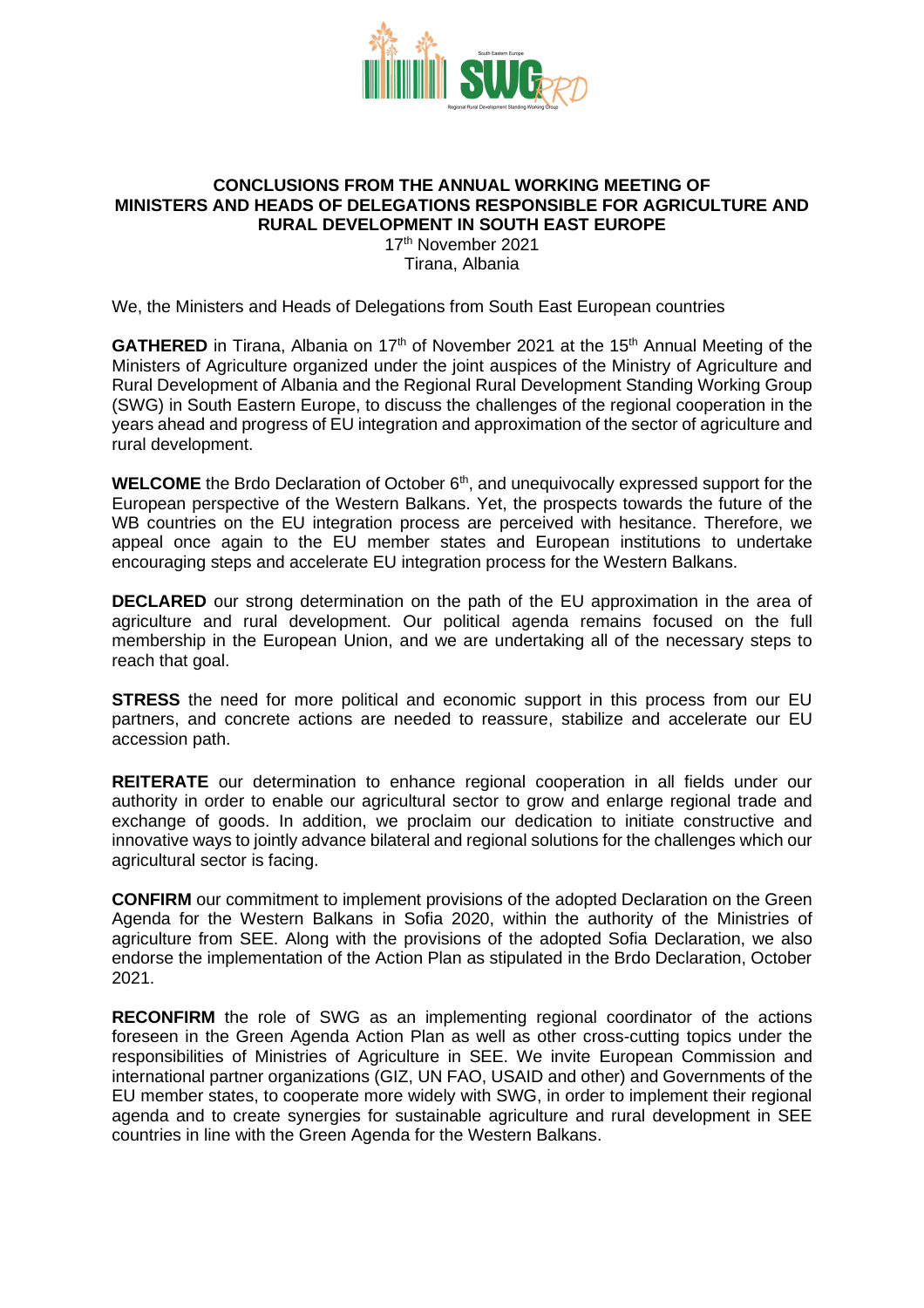# CONCLUSIONS FROM THE ANNUAL WORKING MEETING OF MINISTERS AND HEADS OF DELEGATIONS RESPONSIBLE FOR AGRICULTURE AND RURAL DEVELOPMENT IN SOUTH EAST EUROPE

17th November 2021
Tirana, Albania

We, the Ministers and Heads of Delegations from South East European countries

**GATHERED** in Tirana, Albania on 17th of November 2021 at the 15th Annual Meeting of the Ministers of Agriculture organized under the joint auspices of the Ministry of Agriculture and Rural Development of Albania and the Regional Rural Development Standing Working Group (SWG) in South Eastern Europe, to discuss the challenges of the regional cooperation in the years ahead and progress of EU integration and approximation of the sector of agriculture and rural development.

**WELCOME** the Brdo Declaration of October 6th, and unequivocally expressed support for the European perspective of the Western Balkans. Yet, the prospects towards the future of the WB countries on the EU integration process are perceived with hesitance. Therefore, we appeal once again to the EU member states and European institutions to undertake encouraging steps and accelerate EU integration process for the Western Balkans.

**DECLARED** our strong determination on the path of the EU approximation in the area of agriculture and rural development. Our political agenda remains focused on the full membership in the European Union, and we are undertaking all of the necessary steps to reach that goal.

**STRESS** the need for more political and economic support in this process from our EU partners, and concrete actions are needed to reassure, stabilize and accelerate our EU accession path.

**REITERATE** our determination to enhance regional cooperation in all fields under our authority in order to enable our agricultural sector to grow and enlarge regional trade and exchange of goods. In addition, we proclaim our dedication to initiate constructive and innovative ways to jointly advance bilateral and regional solutions for the challenges which our agricultural sector is facing.

**CONFIRM** our commitment to implement provisions of the adopted Declaration on the Green Agenda for the Western Balkans in Sofia 2020, within the authority of the Ministries of agriculture from SEE. Along with the provisions of the adopted Sofia Declaration, we also endorse the implementation of the Action Plan as stipulated in the Brdo Declaration, October 2021.

**RECONFIRM** the role of SWG as an implementing regional coordinator of the actions foreseen in the Green Agenda Action Plan as well as other cross-cutting topics under the responsibilities of Ministries of Agriculture in SEE. We invite European Commission and international partner organizations (GIZ, UN FAO, USAID and other) and Governments of the EU member states, to cooperate more widely with SWG, in order to implement their regional agenda and to create synergies for sustainable agriculture and rural development in SEE countries in line with the Green Agenda for the Western Balkans.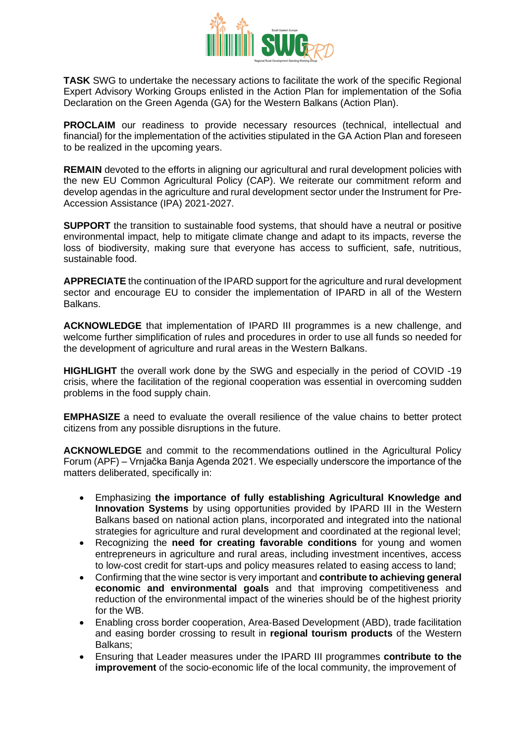**TASK** SWG to undertake the necessary actions to facilitate the work of the specific Regional Expert Advisory Working Groups enlisted in the Action Plan for implementation of the Sofia Declaration on the Green Agenda (GA) for the Western Balkans (Action Plan).

**PROCLAIM** our readiness to provide necessary resources (technical, intellectual and financial) for the implementation of the activities stipulated in the GA Action Plan and foreseen to be realized in the upcoming years.

**REMAIN** devoted to the efforts in aligning our agricultural and rural development policies with the new EU Common Agricultural Policy (CAP). We reiterate our commitment reform and develop agendas in the agriculture and rural development sector under the Instrument for Pre-Accession Assistance (IPA) 2021-2027.

**SUPPORT** the transition to sustainable food systems, that should have a neutral or positive environmental impact, help to mitigate climate change and adapt to its impacts, reverse the loss of biodiversity, making sure that everyone has access to sufficient, safe, nutritious, sustainable food.

**APPRECIATE** the continuation of the IPARD support for the agriculture and rural development sector and encourage EU to consider the implementation of IPARD in all of the Western Balkans.

**ACKNOWLEDGE** that implementation of IPARD III programmes is a new challenge, and welcome further simplification of rules and procedures in order to use all funds so needed for the development of agriculture and rural areas in the Western Balkans.

**HIGHLIGHT** the overall work done by the SWG and especially in the period of COVID -19 crisis, where the facilitation of the regional cooperation was essential in overcoming sudden problems in the food supply chain.

**EMPHASIZE** a need to evaluate the overall resilience of the value chains to better protect citizens from any possible disruptions in the future.

**ACKNOWLEDGE** and commit to the recommendations outlined in the Agricultural Policy Forum (APF) – Vrnjačka Banja Agenda 2021. We especially underscore the importance of the matters deliberated, specifically in:

- Emphasizing **the importance of fully establishing Agricultural Knowledge and Innovation Systems** by using opportunities provided by IPARD III in the Western Balkans based on national action plans, incorporated and integrated into the national strategies for agriculture and rural development and coordinated at the regional level;
- Recognizing the **need for creating favorable conditions** for young and women entrepreneurs in agriculture and rural areas, including investment incentives, access to low-cost credit for start-ups and policy measures related to easing access to land;
- Confirming that the wine sector is very important and **contribute to achieving general economic and environmental goals** and that improving competitiveness and reduction of the environmental impact of the wineries should be of the highest priority for the WB.
- Enabling cross border cooperation, Area-Based Development (ABD), trade facilitation and easing border crossing to result in **regional tourism products** of the Western Balkans;
- Ensuring that Leader measures under the IPARD III programmes **contribute to the improvement** of the socio-economic life of the local community, the improvement of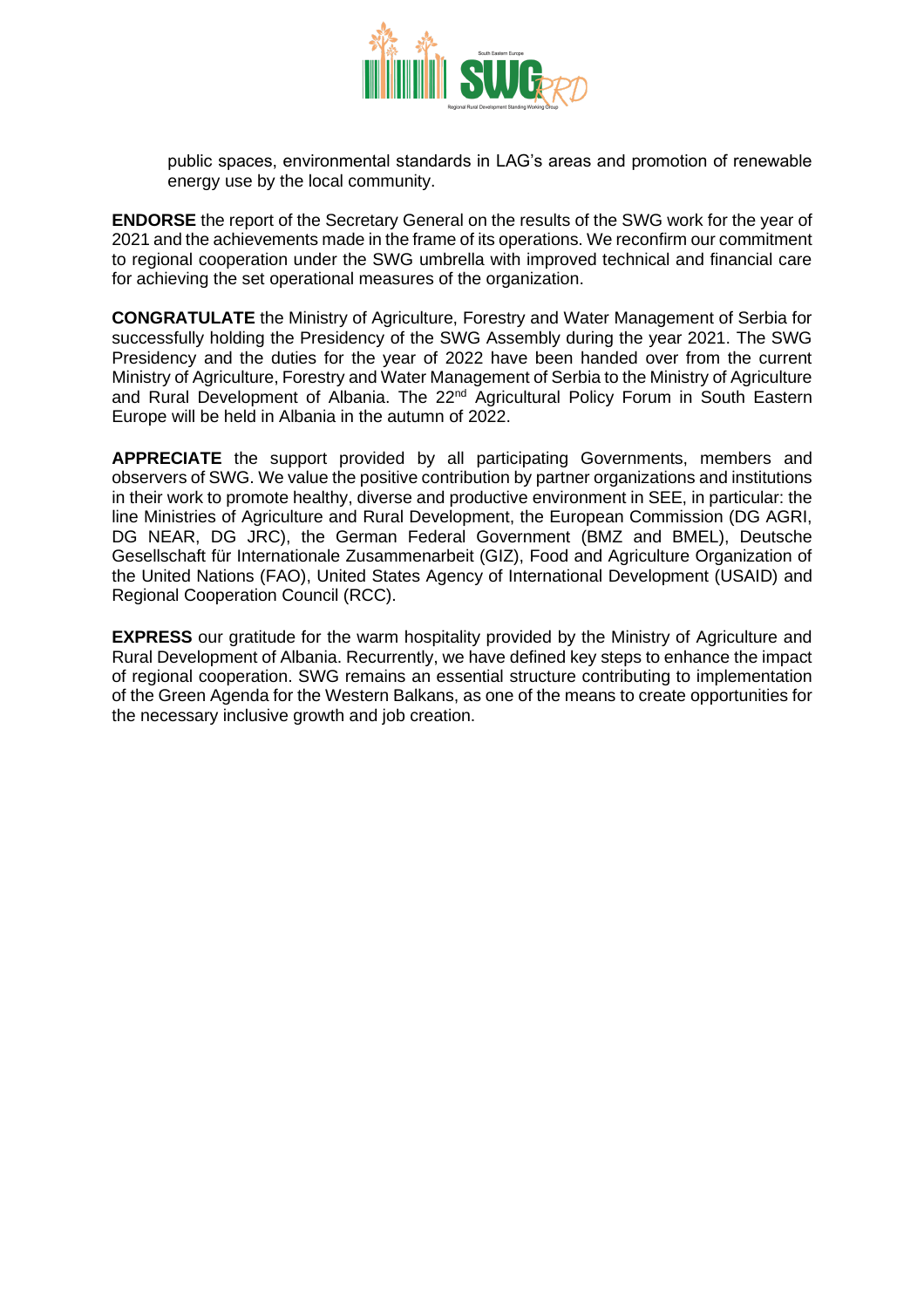public spaces, environmental standards in LAG's areas and promotion of renewable energy use by the local community.

**ENDORSE** the report of the Secretary General on the results of the SWG work for the year of 2021 and the achievements made in the frame of its operations. We reconfirm our commitment to regional cooperation under the SWG umbrella with improved technical and financial care for achieving the set operational measures of the organization.

**CONGRATULATE** the Ministry of Agriculture, Forestry and Water Management of Serbia for successfully holding the Presidency of the SWG Assembly during the year 2021. The SWG Presidency and the duties for the year of 2022 have been handed over from the current Ministry of Agriculture, Forestry and Water Management of Serbia to the Ministry of Agriculture and Rural Development of Albania. The 22nd Agricultural Policy Forum in South Eastern Europe will be held in Albania in the autumn of 2022.

**APPRECIATE** the support provided by all participating Governments, members and observers of SWG. We value the positive contribution by partner organizations and institutions in their work to promote healthy, diverse and productive environment in SEE, in particular: the line Ministries of Agriculture and Rural Development, the European Commission (DG AGRI, DG NEAR, DG JRC), the German Federal Government (BMZ and BMEL), Deutsche Gesellschaft für Internationale Zusammenarbeit (GIZ), Food and Agriculture Organization of the United Nations (FAO), United States Agency of International Development (USAID) and Regional Cooperation Council (RCC).

**EXPRESS** our gratitude for the warm hospitality provided by the Ministry of Agriculture and Rural Development of Albania. Recurrently, we have defined key steps to enhance the impact of regional cooperation. SWG remains an essential structure contributing to implementation of the Green Agenda for the Western Balkans, as one of the means to create opportunities for the necessary inclusive growth and job creation.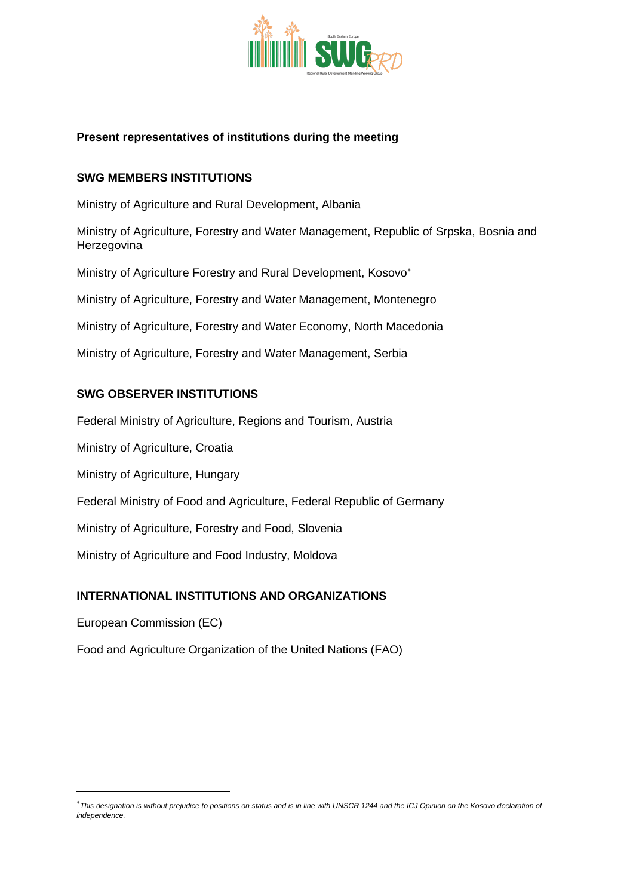**Present representatives of institutions during the meeting**

**SWG MEMBERS INSTITUTIONS**

Ministry of Agriculture and Rural Development, Albania

Ministry of Agriculture, Forestry and Water Management, Republic of Srpska, Bosnia and Herzegovina

Ministry of Agriculture Forestry and Rural Development, Kosovo*

Ministry of Agriculture, Forestry and Water Management, Montenegro

Ministry of Agriculture, Forestry and Water Economy, North Macedonia

Ministry of Agriculture, Forestry and Water Management, Serbia

**SWG OBSERVER INSTITUTIONS**

Federal Ministry of Agriculture, Regions and Tourism, Austria

Ministry of Agriculture, Croatia

Ministry of Agriculture, Hungary

Federal Ministry of Food and Agriculture, Federal Republic of Germany

Ministry of Agriculture, Forestry and Food, Slovenia

Ministry of Agriculture and Food Industry, Moldova

**INTERNATIONAL INSTITUTIONS AND ORGANIZATIONS**

European Commission (EC)

Food and Agriculture Organization of the United Nations (FAO)

---

**This designation is without prejudice to positions on status and is in line with UNSCR 1244 and the ICJ Opinion on the Kosovo declaration of independence.*